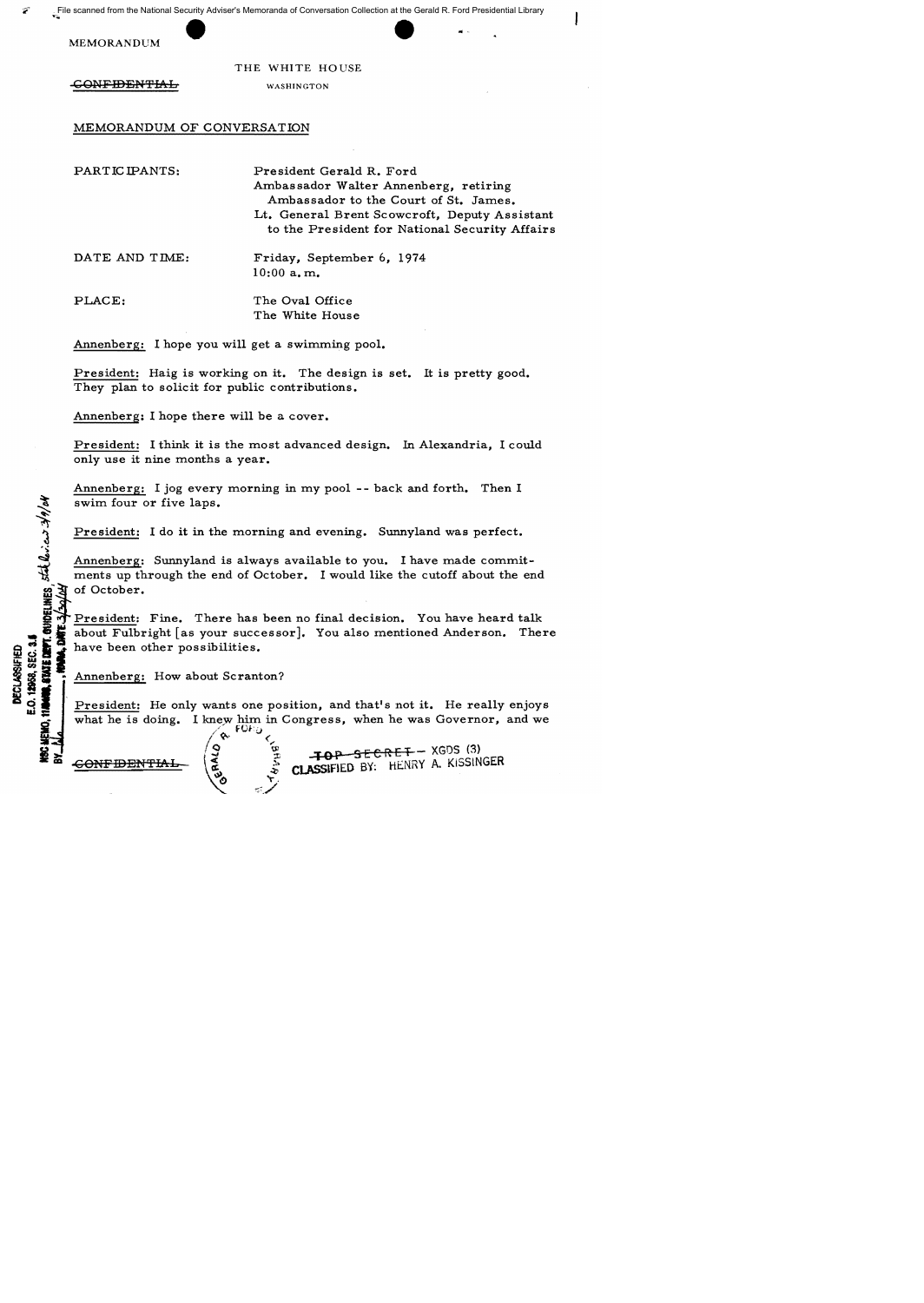File scanned from the National Security Adviser's Memoranda of Conversation Collection at the Gerald R. Ford Presidential Library

MEMORANDUM

THE WHITE HOUSE

~~CONFIDENTIAL~~ WASHINGTON

MEMORANDUM OF CONVERSATION

PARTICIPANTS: President Gerald R. Ford
Ambassador Walter Annenberg, retiring Ambassador to the Court of St. James.
Lt. General Brent Scowcroft, Deputy Assistant to the President for National Security Affairs

DATE AND TIME: Friday, September 6, 1974
10:00 a.m.

PLACE: The Oval Office
The White House

Annenberg: I hope you will get a swimming pool.

President: Haig is working on it. The design is set. It is pretty good. They plan to solicit for public contributions.

Annenberg: I hope there will be a cover.

President: I think it is the most advanced design. In Alexandria, I could only use it nine months a year.

Annenberg: I jog every morning in my pool -- back and forth. Then I swim four or five laps.

President: I do it in the morning and evening. Sunnyland was perfect.

Annenberg: Sunnyland is always available to you. I have made commitments up through the end of October. I would like the cutoff about the end of October.

President: Fine. There has been no final decision. You have heard talk about Fulbright [as your successor]. You also mentioned Anderson. There have been other possibilities.

Annenberg: How about Scranton?

President: He only wants one position, and that's not it. He really enjoys what he is doing. I knew him in Congress, when he was Governor, and we

DECLASSIFIED
E.O. 12958, SEC. 3.5
NSC MEMO, 11/24/98, STATE DEPT. GUIDELINES, state review 3/9/04
BY ___, NARA, DATE 3/30/04

~~CONFIDENTIAL~~

~~TOP SECRET~~ - XGDS (3)
CLASSIFIED BY: HENRY A. KISSINGER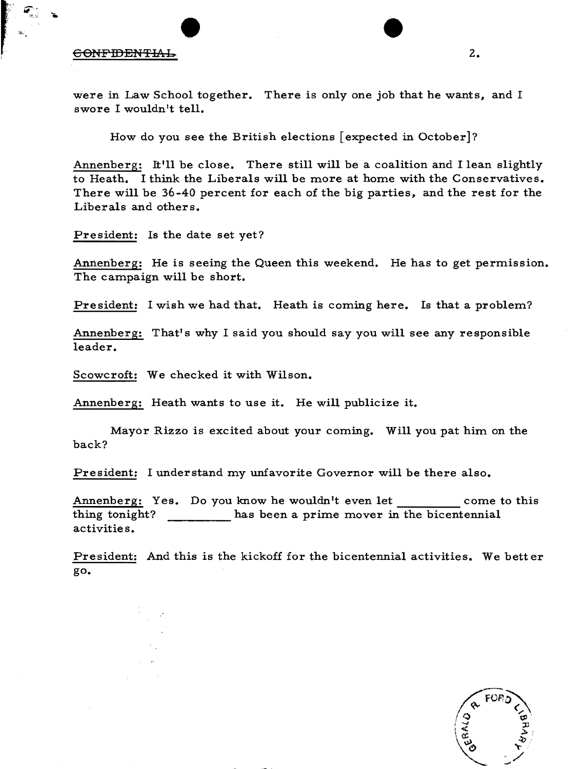~~CONFIDENTIAL~~

were in Law School together. There is only one job that he wants, and I swore I wouldn't tell.

How do you see the British elections [expected in October]?

Annenberg: It'll be close. There still will be a coalition and I lean slightly to Heath. I think the Liberals will be more at home with the Conservatives. There will be 36-40 percent for each of the big parties, and the rest for the Liberals and others.

President: Is the date set yet?

Annenberg: He is seeing the Queen this weekend. He has to get permission. The campaign will be short.

President: I wish we had that. Heath is coming here. Is that a problem?

Annenberg: That's why I said you should say you will see any responsible leader.

Scowcroft: We checked it with Wilson.

Annenberg: Heath wants to use it. He will publicize it.

Mayor Rizzo is excited about your coming. Will you pat him on the back?

President: I understand my unfavorite Governor will be there also.

Annenberg: Yes. Do you know he wouldn't even let _________ come to this thing tonight? _________ has been a prime mover in the bicentennial activities.

President: And this is the kickoff for the bicentennial activities. We better go.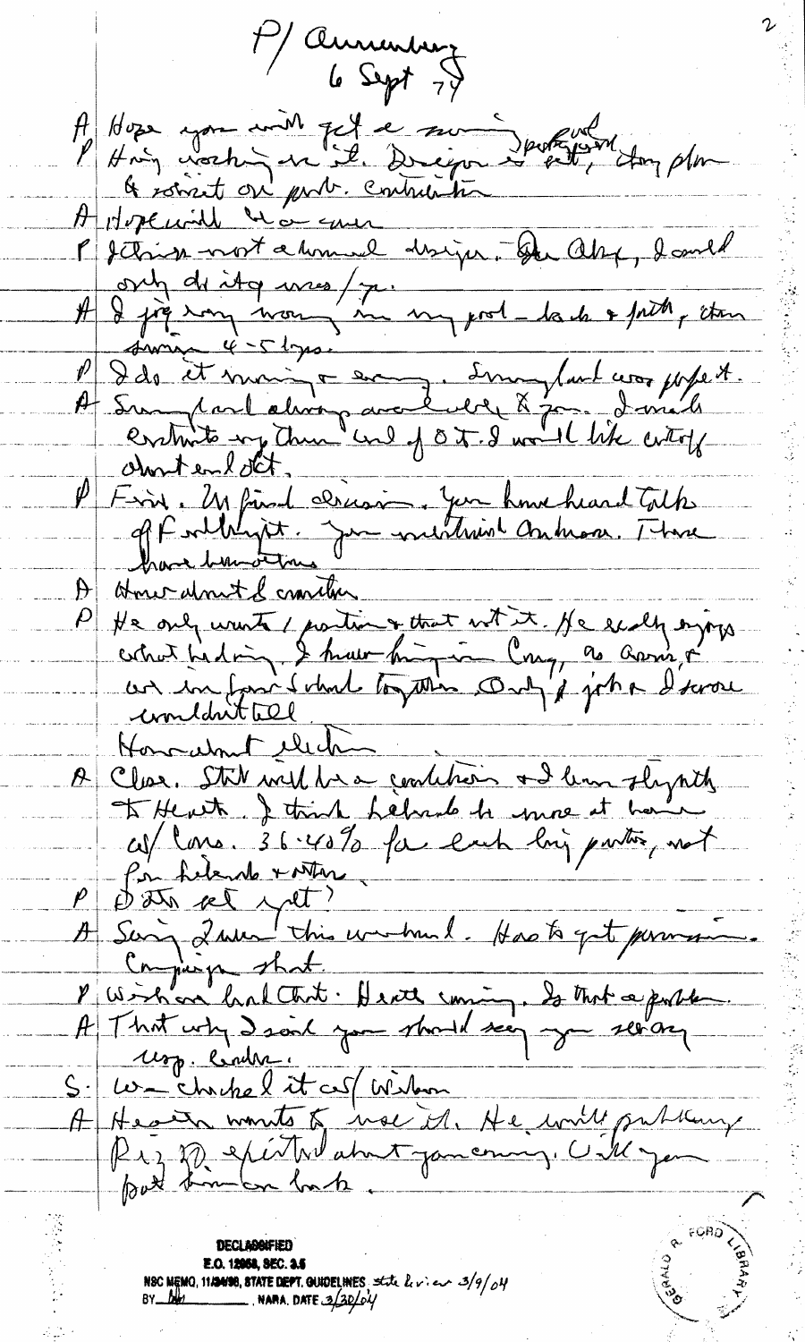P/ Annenberg
6 Sept 74

A Hope you will get a swimming pool.

P Having working on it. Design is pretty good, they plan to solicit outside contribution

A Hope will be a one

P It is not a formal design. But also, I could only do it a few mins/year.

A I jog every morning in my pool – back & forth, then swim 4-5 laps.

P I do it morning & evening. Sunnylands was perfect.

A Sunnylands always available to you. I would entertain you there end of Oct. I would like cutoff about end Oct.

P Fine. My final decision. You have heard talk of Fulbright. You mentioned Anderson. There have been others.

A Anne about Fl ambassador

P He only wants 1 position & that isn't it. He really enjoys what he's doing. I have known him in Cong, as Ambassador & we have had worked together. Only 1 job & I sure couldn't tell.

How about election

A Close. Still will be a coalition & I lean slightly to Heath. I think Liberals to move at home w/ Cons. 36-40% for each big parties, not for Liberals & others.

P Date set yet?

A Saying 2 weeks this weekend. Has to get permission. Campaign short.

P Wilson had that. Heath coming. So that a problem.

A That why I said you should see you several top leaders.

S: We checked it w/ Wilson

A Heath wants to use it. He will publicize. Rizzo excited about you coming. Will you put him on back.

**DECLASSIFIED**
E.O. 12958, SEC. 3.5
NSC MEMO, 11/24/98, STATE DEPT. GUIDELINES State Review 3/9/04
BY ___ NARA, DATE 3/30/04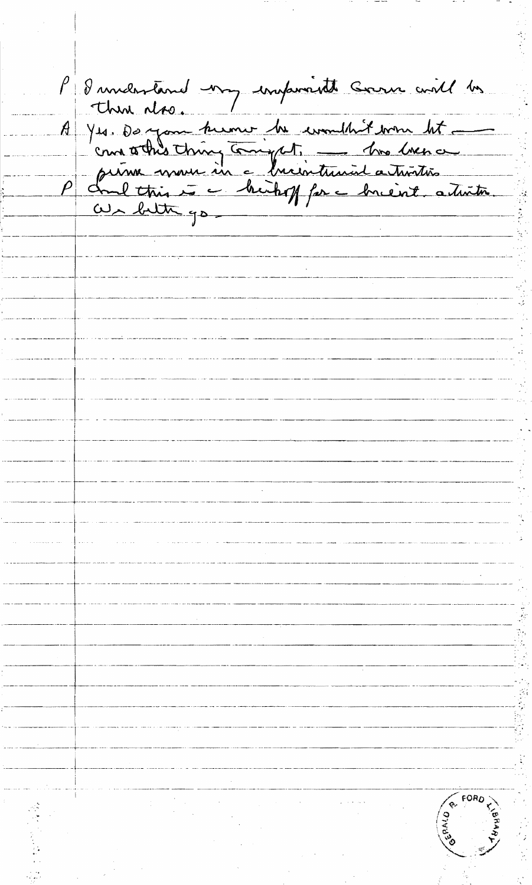P I understand my unfavorite Gower will be there also.

A Yes. Do you know he wouldn't even let — come to this thing tonight. — he was a prime mover in a bicentennial activities

P And this is a kickoff for a bicent. activities.

We better go.